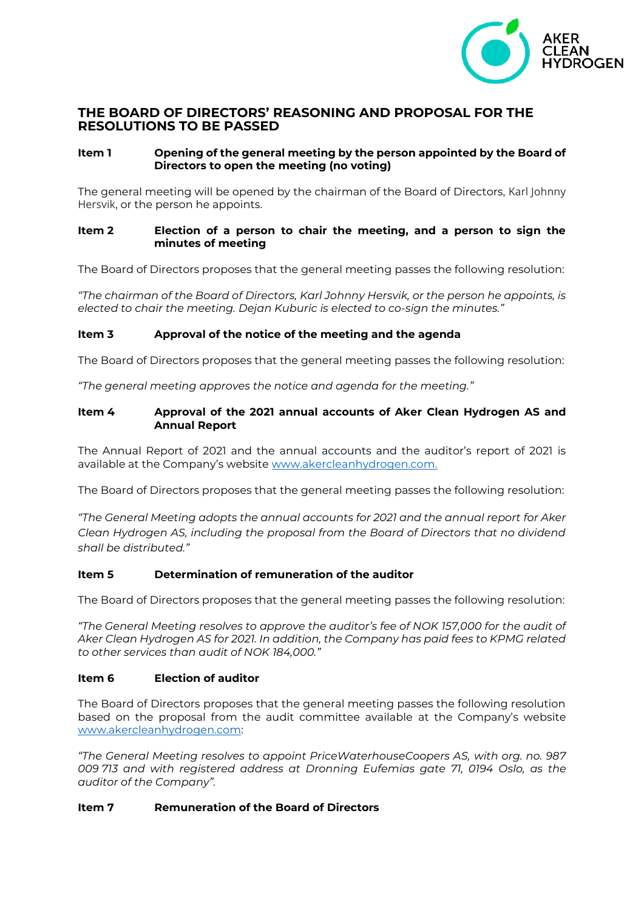# THE BOARD OF DIRECTORS' REASONING AND PROPOSAL FOR THE RESOLUTIONS TO BE PASSED

**Item 1 Opening of the general meeting by the person appointed by the Board of Directors to open the meeting (no voting)**

The general meeting will be opened by the chairman of the Board of Directors, Karl Johnny Hersvik, or the person he appoints.

**Item 2 Election of a person to chair the meeting, and a person to sign the minutes of meeting**

The Board of Directors proposes that the general meeting passes the following resolution:

*"The chairman of the Board of Directors, Karl Johnny Hersvik, or the person he appoints, is elected to chair the meeting. Dejan Kuburic is elected to co-sign the minutes."*

**Item 3 Approval of the notice of the meeting and the agenda**

The Board of Directors proposes that the general meeting passes the following resolution:

*"The general meeting approves the notice and agenda for the meeting."*

**Item 4 Approval of the 2021 annual accounts of Aker Clean Hydrogen AS and Annual Report**

The Annual Report of 2021 and the annual accounts and the auditor's report of 2021 is available at the Company's website www.akercleanhydrogen.com.

The Board of Directors proposes that the general meeting passes the following resolution:

*"The General Meeting adopts the annual accounts for 2021 and the annual report for Aker Clean Hydrogen AS, including the proposal from the Board of Directors that no dividend shall be distributed."*

**Item 5 Determination of remuneration of the auditor**

The Board of Directors proposes that the general meeting passes the following resolution:

*"The General Meeting resolves to approve the auditor's fee of NOK 157,000 for the audit of Aker Clean Hydrogen AS for 2021. In addition, the Company has paid fees to KPMG related to other services than audit of NOK 184,000."*

**Item 6 Election of auditor**

The Board of Directors proposes that the general meeting passes the following resolution based on the proposal from the audit committee available at the Company's website www.akercleanhydrogen.com:

*"The General Meeting resolves to appoint PriceWaterhouseCoopers AS, with org. no. 987 009 713 and with registered address at Dronning Eufemias gate 71, 0194 Oslo, as the auditor of the Company".*

**Item 7 Remuneration of the Board of Directors**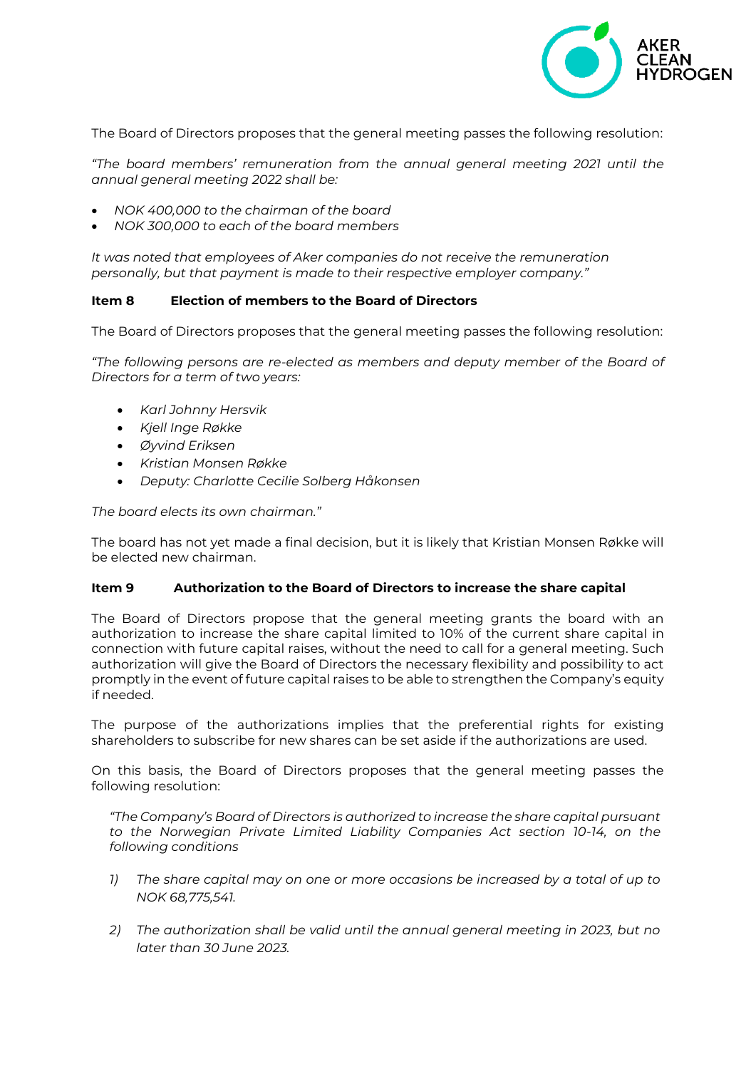The Board of Directors proposes that the general meeting passes the following resolution:

*"The board members' remuneration from the annual general meeting 2021 until the annual general meeting 2022 shall be:*

- *NOK 400,000 to the chairman of the board*
- *NOK 300,000 to each of the board members*

*It was noted that employees of Aker companies do not receive the remuneration personally, but that payment is made to their respective employer company."*

### Item 8 Election of members to the Board of Directors

The Board of Directors proposes that the general meeting passes the following resolution:

*"The following persons are re-elected as members and deputy member of the Board of Directors for a term of two years:*

- *Karl Johnny Hersvik*
- *Kjell Inge Røkke*
- *Øyvind Eriksen*
- *Kristian Monsen Røkke*
- *Deputy: Charlotte Cecilie Solberg Håkonsen*

*The board elects its own chairman."*

The board has not yet made a final decision, but it is likely that Kristian Monsen Røkke will be elected new chairman.

### Item 9 Authorization to the Board of Directors to increase the share capital

The Board of Directors propose that the general meeting grants the board with an authorization to increase the share capital limited to 10% of the current share capital in connection with future capital raises, without the need to call for a general meeting. Such authorization will give the Board of Directors the necessary flexibility and possibility to act promptly in the event of future capital raises to be able to strengthen the Company's equity if needed.

The purpose of the authorizations implies that the preferential rights for existing shareholders to subscribe for new shares can be set aside if the authorizations are used.

On this basis, the Board of Directors proposes that the general meeting passes the following resolution:

> *"The Company's Board of Directors is authorized to increase the share capital pursuant to the Norwegian Private Limited Liability Companies Act section 10-14, on the following conditions*
>
> 1) *The share capital may on one or more occasions be increased by a total of up to NOK 68,775,541.*
>
> 2) *The authorization shall be valid until the annual general meeting in 2023, but no later than 30 June 2023.*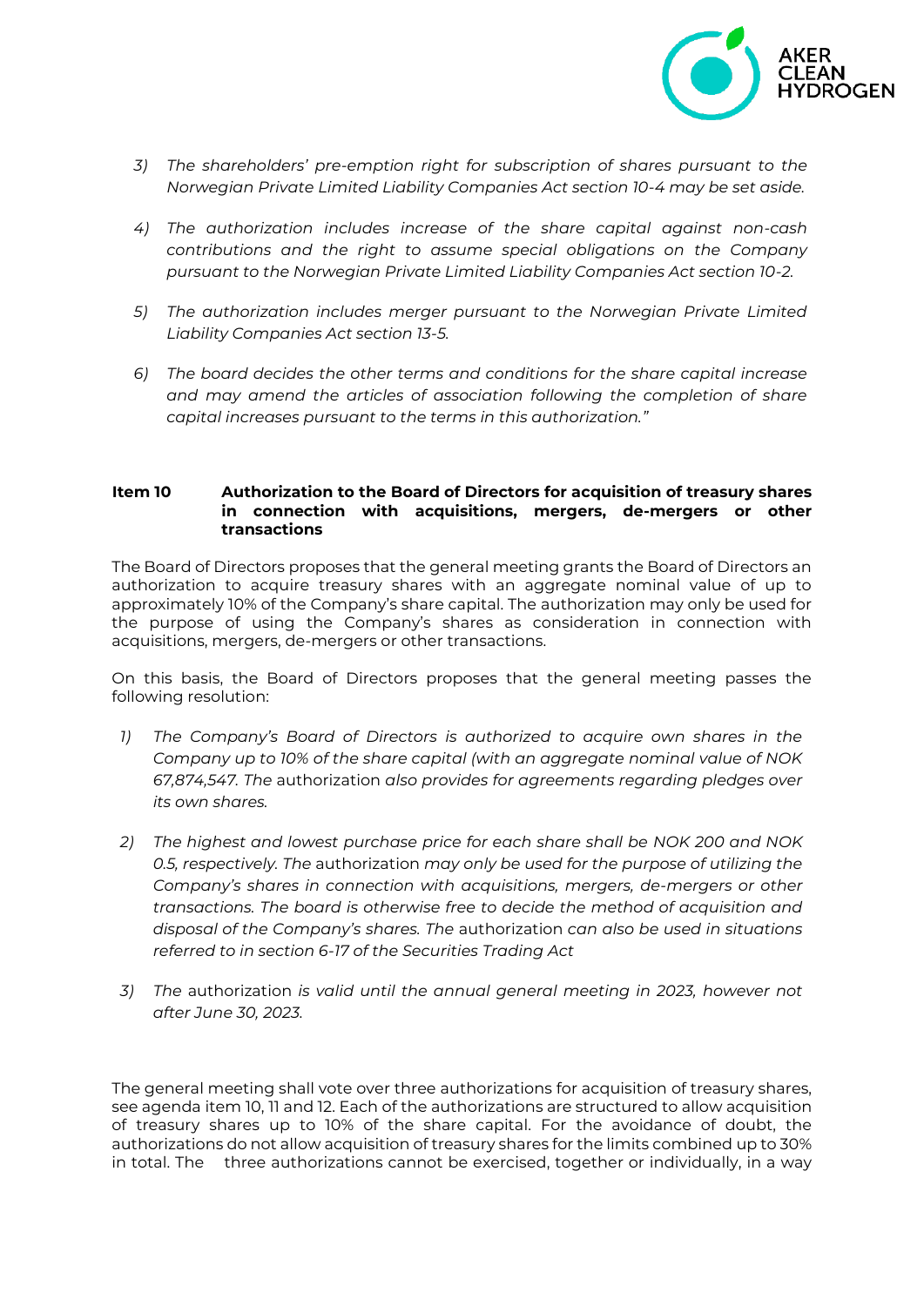3) *The shareholders' pre-emption right for subscription of shares pursuant to the Norwegian Private Limited Liability Companies Act section 10-4 may be set aside.*

4) *The authorization includes increase of the share capital against non-cash contributions and the right to assume special obligations on the Company pursuant to the Norwegian Private Limited Liability Companies Act section 10-2.*

5) *The authorization includes merger pursuant to the Norwegian Private Limited Liability Companies Act section 13-5.*

6) *The board decides the other terms and conditions for the share capital increase and may amend the articles of association following the completion of share capital increases pursuant to the terms in this authorization."*

**Item 10 Authorization to the Board of Directors for acquisition of treasury shares in connection with acquisitions, mergers, de-mergers or other transactions**

The Board of Directors proposes that the general meeting grants the Board of Directors an authorization to acquire treasury shares with an aggregate nominal value of up to approximately 10% of the Company's share capital. The authorization may only be used for the purpose of using the Company's shares as consideration in connection with acquisitions, mergers, de-mergers or other transactions.

On this basis, the Board of Directors proposes that the general meeting passes the following resolution:

1) *The Company's Board of Directors is authorized to acquire own shares in the Company up to 10% of the share capital (with an aggregate nominal value of NOK 67,874,547. The* authorization *also provides for agreements regarding pledges over its own shares.*

2) *The highest and lowest purchase price for each share shall be NOK 200 and NOK 0.5, respectively. The* authorization *may only be used for the purpose of utilizing the Company's shares in connection with acquisitions, mergers, de-mergers or other transactions. The board is otherwise free to decide the method of acquisition and disposal of the Company's shares. The* authorization *can also be used in situations referred to in section 6-17 of the Securities Trading Act*

3) *The* authorization *is valid until the annual general meeting in 2023, however not after June 30, 2023.*

The general meeting shall vote over three authorizations for acquisition of treasury shares, see agenda item 10, 11 and 12. Each of the authorizations are structured to allow acquisition of treasury shares up to 10% of the share capital. For the avoidance of doubt, the authorizations do not allow acquisition of treasury shares for the limits combined up to 30% in total. The three authorizations cannot be exercised, together or individually, in a way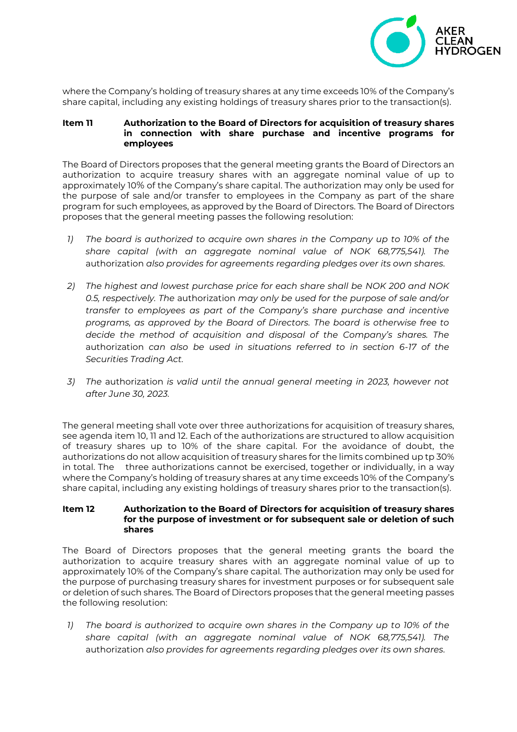where the Company's holding of treasury shares at any time exceeds 10% of the Company's share capital, including any existing holdings of treasury shares prior to the transaction(s).

**Item 11 Authorization to the Board of Directors for acquisition of treasury shares in connection with share purchase and incentive programs for employees**

The Board of Directors proposes that the general meeting grants the Board of Directors an authorization to acquire treasury shares with an aggregate nominal value of up to approximately 10% of the Company's share capital. The authorization may only be used for the purpose of sale and/or transfer to employees in the Company as part of the share program for such employees, as approved by the Board of Directors. The Board of Directors proposes that the general meeting passes the following resolution:

1) *The board is authorized to acquire own shares in the Company up to 10% of the share capital (with an aggregate nominal value of NOK 68,775,541). The* authorization *also provides for agreements regarding pledges over its own shares.*

2) *The highest and lowest purchase price for each share shall be NOK 200 and NOK 0.5, respectively. The* authorization *may only be used for the purpose of sale and/or transfer to employees as part of the Company's share purchase and incentive programs, as approved by the Board of Directors. The board is otherwise free to decide the method of acquisition and disposal of the Company's shares. The* authorization *can also be used in situations referred to in section 6-17 of the Securities Trading Act.*

3) *The* authorization *is valid until the annual general meeting in 2023, however not after June 30, 2023.*

The general meeting shall vote over three authorizations for acquisition of treasury shares, see agenda item 10, 11 and 12. Each of the authorizations are structured to allow acquisition of treasury shares up to 10% of the share capital. For the avoidance of doubt, the authorizations do not allow acquisition of treasury shares for the limits combined up tp 30% in total. The three authorizations cannot be exercised, together or individually, in a way where the Company's holding of treasury shares at any time exceeds 10% of the Company's share capital, including any existing holdings of treasury shares prior to the transaction(s).

**Item 12 Authorization to the Board of Directors for acquisition of treasury shares for the purpose of investment or for subsequent sale or deletion of such shares**

The Board of Directors proposes that the general meeting grants the board the authorization to acquire treasury shares with an aggregate nominal value of up to approximately 10% of the Company's share capital. The authorization may only be used for the purpose of purchasing treasury shares for investment purposes or for subsequent sale or deletion of such shares. The Board of Directors proposes that the general meeting passes the following resolution:

1) *The board is authorized to acquire own shares in the Company up to 10% of the share capital (with an aggregate nominal value of NOK 68,775,541). The* authorization *also provides for agreements regarding pledges over its own shares.*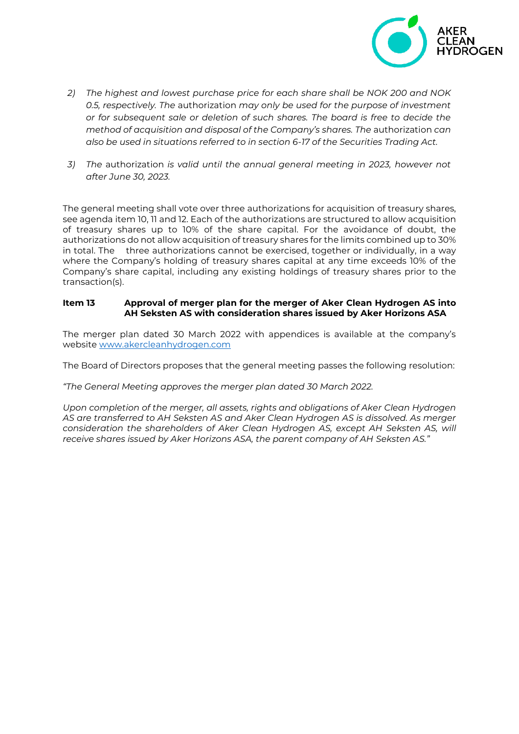2) *The highest and lowest purchase price for each share shall be NOK 200 and NOK 0.5, respectively. The* authorization *may only be used for the purpose of investment or for subsequent sale or deletion of such shares. The board is free to decide the method of acquisition and disposal of the Company's shares. The* authorization *can also be used in situations referred to in section 6-17 of the Securities Trading Act.*

3) *The* authorization *is valid until the annual general meeting in 2023, however not after June 30, 2023.*

The general meeting shall vote over three authorizations for acquisition of treasury shares, see agenda item 10, 11 and 12. Each of the authorizations are structured to allow acquisition of treasury shares up to 10% of the share capital. For the avoidance of doubt, the authorizations do not allow acquisition of treasury shares for the limits combined up to 30% in total. The three authorizations cannot be exercised, together or individually, in a way where the Company's holding of treasury shares capital at any time exceeds 10% of the Company's share capital, including any existing holdings of treasury shares prior to the transaction(s).

**Item 13 Approval of merger plan for the merger of Aker Clean Hydrogen AS into AH Seksten AS with consideration shares issued by Aker Horizons ASA**

The merger plan dated 30 March 2022 with appendices is available at the company's website www.akercleanhydrogen.com

The Board of Directors proposes that the general meeting passes the following resolution:

*"The General Meeting approves the merger plan dated 30 March 2022.*

*Upon completion of the merger, all assets, rights and obligations of Aker Clean Hydrogen AS are transferred to AH Seksten AS and Aker Clean Hydrogen AS is dissolved. As merger consideration the shareholders of Aker Clean Hydrogen AS, except AH Seksten AS, will receive shares issued by Aker Horizons ASA, the parent company of AH Seksten AS."*